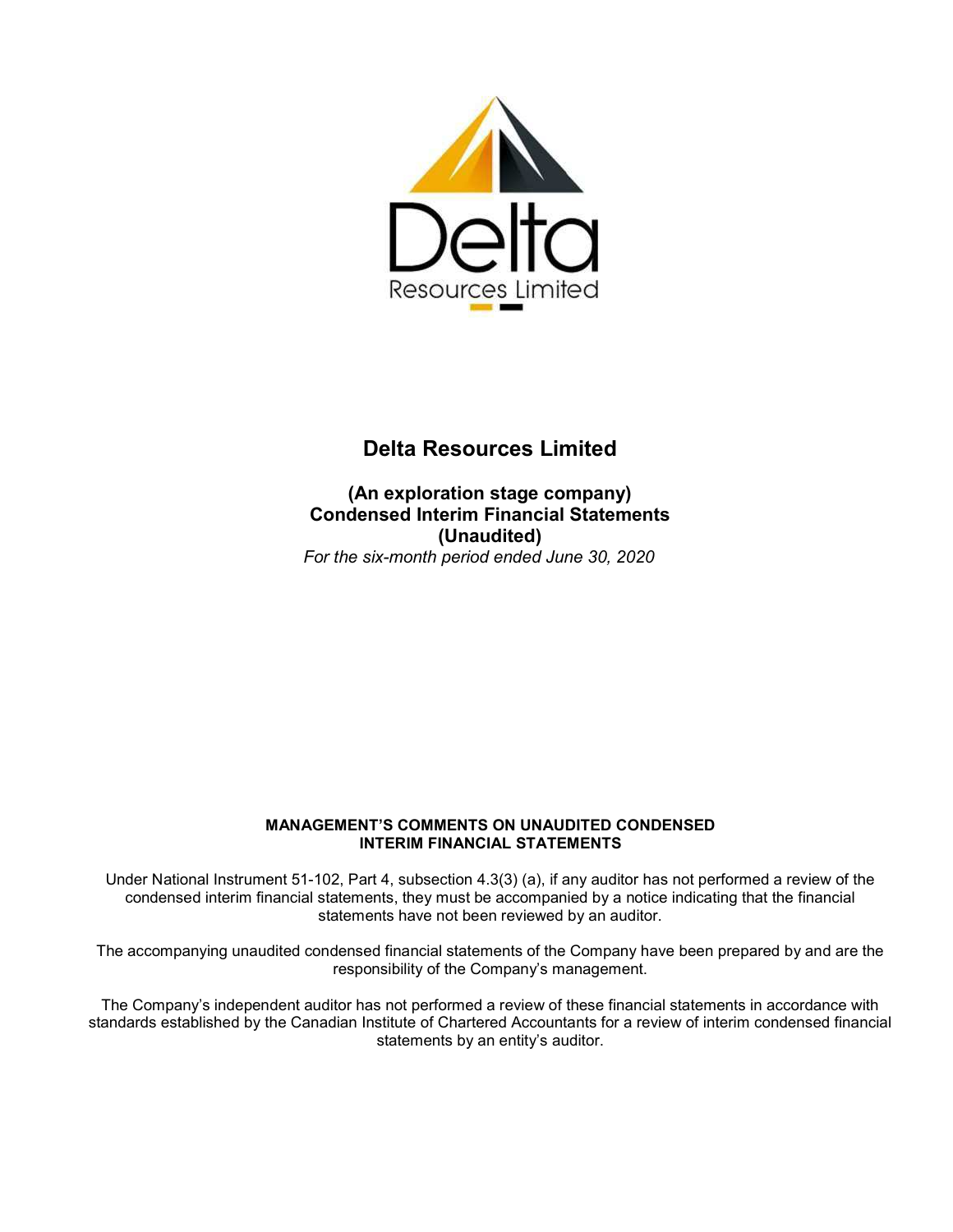Delta

Resources Limited

# Delta Resources Limited

## (An exploration stage company)
## Condensed Interim Financial Statements
## (Unaudited)

*For the six-month period ended June 30, 2020*

**MANAGEMENT'S COMMENTS ON UNAUDITED CONDENSED INTERIM FINANCIAL STATEMENTS**

Under National Instrument 51-102, Part 4, subsection 4.3(3) (a), if any auditor has not performed a review of the condensed interim financial statements, they must be accompanied by a notice indicating that the financial statements have not been reviewed by an auditor.

The accompanying unaudited condensed financial statements of the Company have been prepared by and are the responsibility of the Company's management.

The Company's independent auditor has not performed a review of these financial statements in accordance with standards established by the Canadian Institute of Chartered Accountants for a review of interim condensed financial statements by an entity's auditor.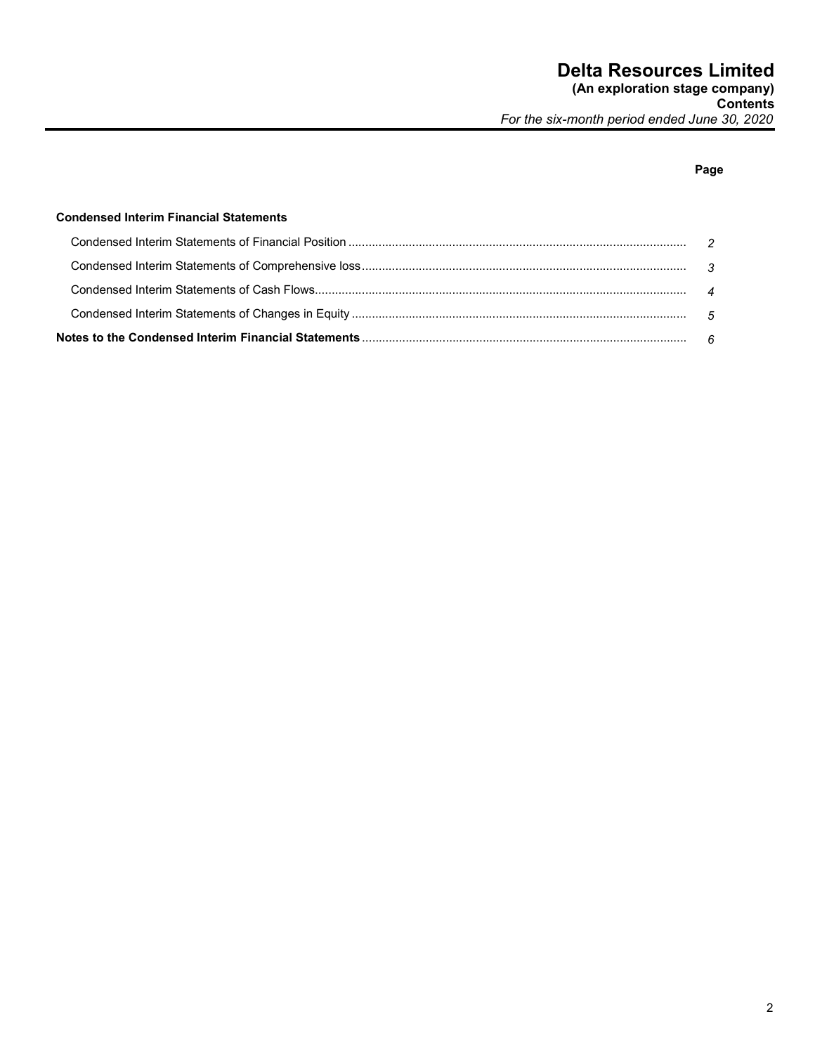# Delta Resources Limited

**(An exploration stage company)**

**Contents**

*For the six-month period ended June 30, 2020*

| | Page |
|---|---|
| **Condensed Interim Financial Statements** | |
| Condensed Interim Statements of Financial Position | *2* |
| Condensed Interim Statements of Comprehensive loss | *3* |
| Condensed Interim Statements of Cash Flows | *4* |
| Condensed Interim Statements of Changes in Equity | *5* |
| **Notes to the Condensed Interim Financial Statements** | *6* |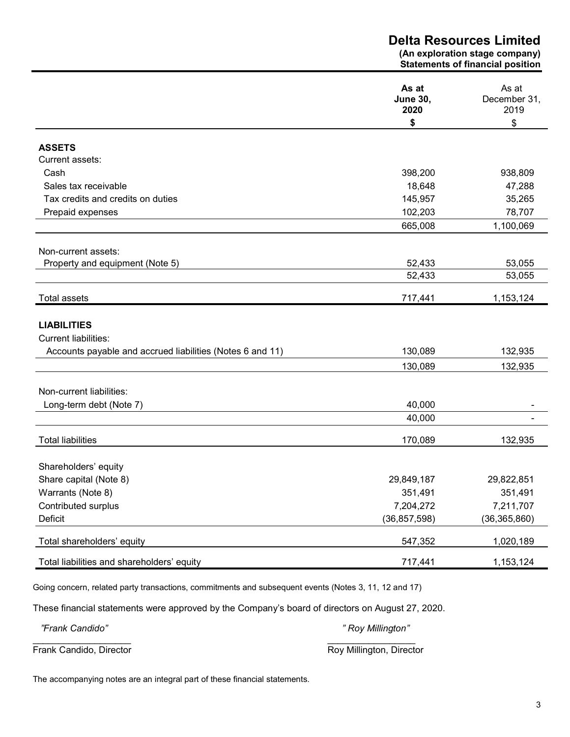# Delta Resources Limited

**(An exploration stage company)**
**Statements of financial position**

| | **As at June 30, 2020** | As at December 31, 2019 |
|---|---|---|
| | **$** | $ |
| **ASSETS** | | |
| Current assets: | | |
| Cash | 398,200 | 938,809 |
| Sales tax receivable | 18,648 | 47,288 |
| Tax credits and credits on duties | 145,957 | 35,265 |
| Prepaid expenses | 102,203 | 78,707 |
| | 665,008 | 1,100,069 |
| Non-current assets: | | |
| Property and equipment (Note 5) | 52,433 | 53,055 |
| | 52,433 | 53,055 |
| Total assets | 717,441 | 1,153,124 |
| **LIABILITIES** | | |
| Current liabilities: | | |
| Accounts payable and accrued liabilities (Notes 6 and 11) | 130,089 | 132,935 |
| | 130,089 | 132,935 |
| Non-current liabilities: | | |
| Long-term debt (Note 7) | 40,000 | - |
| | 40,000 | - |
| Total liabilities | 170,089 | 132,935 |
| Shareholders' equity | | |
| Share capital (Note 8) | 29,849,187 | 29,822,851 |
| Warrants (Note 8) | 351,491 | 351,491 |
| Contributed surplus | 7,204,272 | 7,211,707 |
| Deficit | (36,857,598) | (36,365,860) |
| Total shareholders' equity | 547,352 | 1,020,189 |
| Total liabilities and shareholders' equity | 717,441 | 1,153,124 |

Going concern, related party transactions, commitments and subsequent events (Notes 3, 11, 12 and 17)

These financial statements were approved by the Company's board of directors on August 27, 2020.

*"Frank Candido"*
Frank Candido, Director

*" Roy Millington"*
Roy Millington, Director

The accompanying notes are an integral part of these financial statements.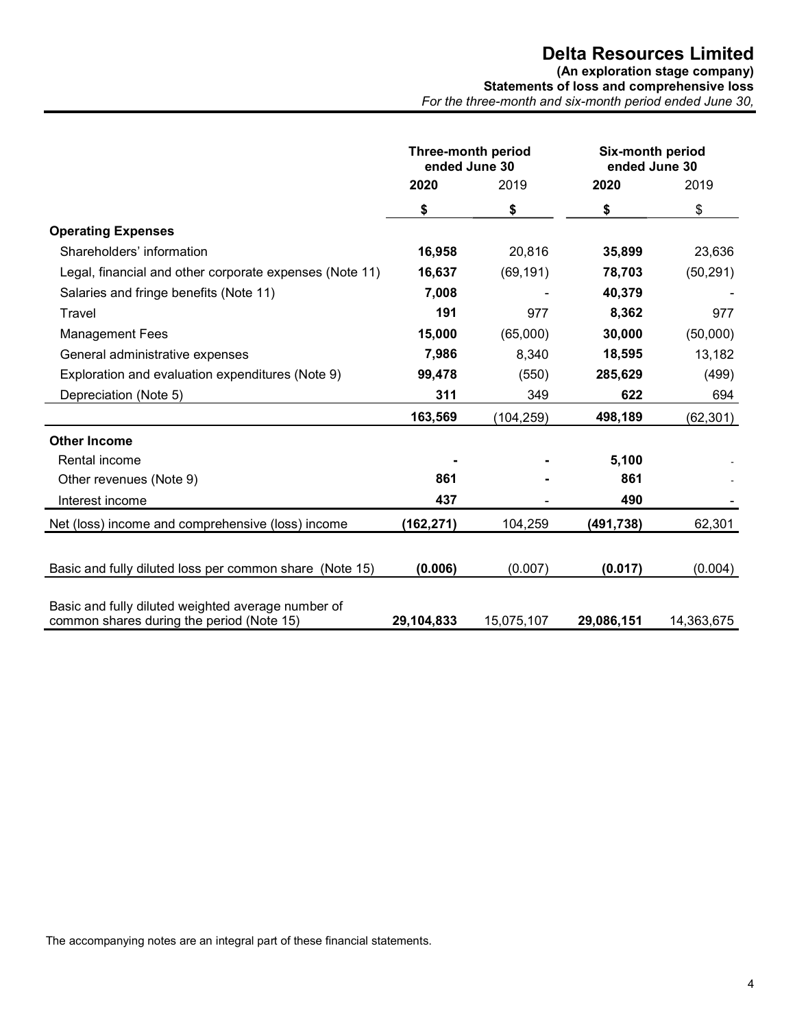# Delta Resources Limited

**(An exploration stage company)**

**Statements of loss and comprehensive loss**

*For the three-month and six-month period ended June 30,*

| | Three-month period ended June 30 | | Six-month period ended June 30 | |
|---|---|---|---|---|
| | **2020** | 2019 | **2020** | 2019 |
| | **$** | **$** | **$** | $ |
| **Operating Expenses** | | | | |
| Shareholders' information | **16,958** | 20,816 | **35,899** | 23,636 |
| Legal, financial and other corporate expenses (Note 11) | **16,637** | (69,191) | **78,703** | (50,291) |
| Salaries and fringe benefits (Note 11) | **7,008** | - | **40,379** | - |
| Travel | **191** | 977 | **8,362** | 977 |
| Management Fees | **15,000** | (65,000) | **30,000** | (50,000) |
| General administrative expenses | **7,986** | 8,340 | **18,595** | 13,182 |
| Exploration and evaluation expenditures (Note 9) | **99,478** | (550) | **285,629** | (499) |
| Depreciation (Note 5) | **311** | 349 | **622** | 694 |
| | **163,569** | (104,259) | **498,189** | (62,301) |
| **Other Income** | | | | |
| Rental income | **-** | **-** | **5,100** | - |
| Other revenues (Note 9) | **861** | **-** | **861** | - |
| Interest income | **437** | - | **490** | - |
| Net (loss) income and comprehensive (loss) income | **(162,271)** | 104,259 | **(491,738)** | 62,301 |
| Basic and fully diluted loss per common share (Note 15) | **(0.006)** | (0.007) | **(0.017)** | (0.004) |
| Basic and fully diluted weighted average number of common shares during the period (Note 15) | **29,104,833** | 15,075,107 | **29,086,151** | 14,363,675 |

The accompanying notes are an integral part of these financial statements.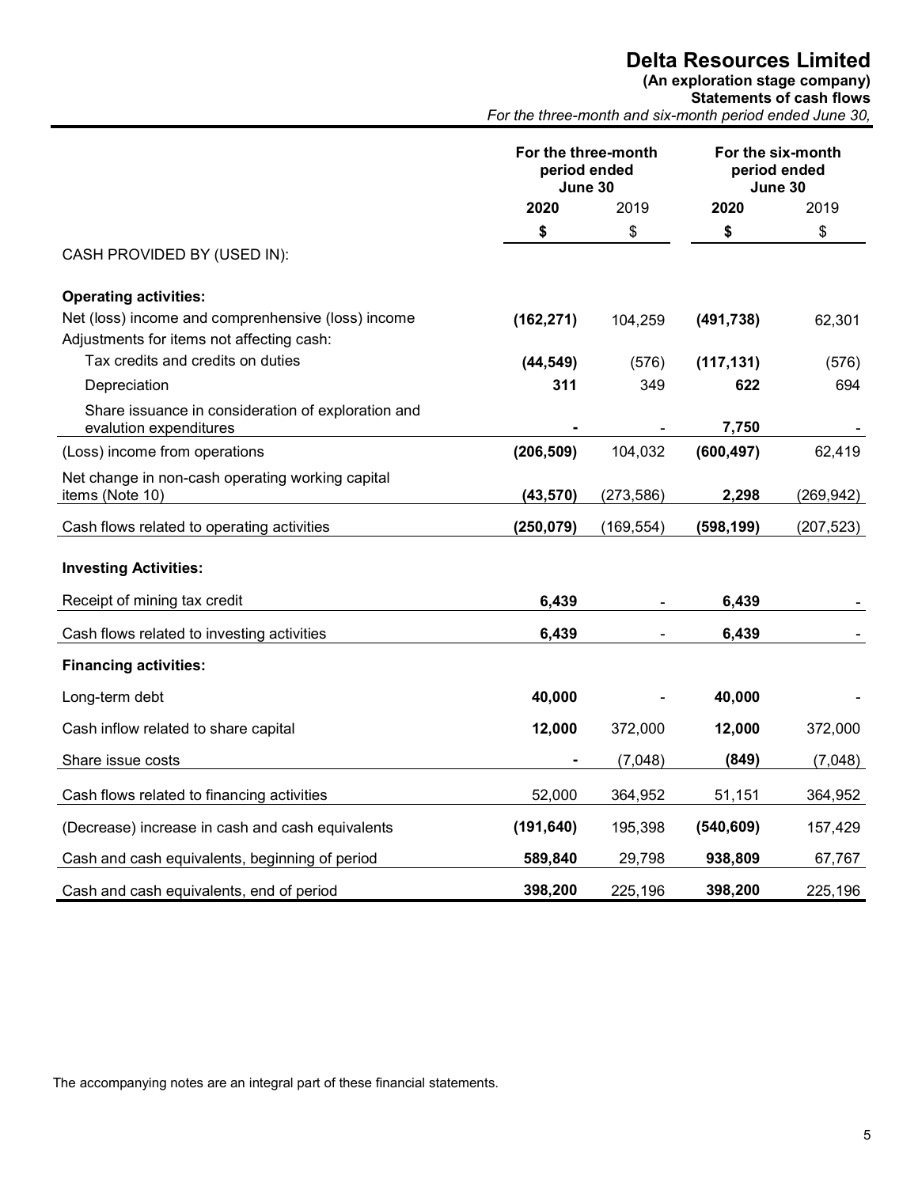# Delta Resources Limited

**(An exploration stage company)**
**Statements of cash flows**
*For the three-month and six-month period ended June 30,*

| | For the three-month period ended June 30 | | For the six-month period ended June 30 | |
|---|---|---|---|---|
| | **2020** | 2019 | **2020** | 2019 |
| | **$** | $ | **$** | $ |
| CASH PROVIDED BY (USED IN): | | | | |
| **Operating activities:** | | | | |
| Net (loss) income and comprenhensive (loss) income | **(162,271)** | 104,259 | **(491,738)** | 62,301 |
| Adjustments for items not affecting cash: | | | | |
| Tax credits and credits on duties | **(44,549)** | (576) | **(117,131)** | (576) |
| Depreciation | **311** | 349 | **622** | 694 |
| Share issuance in consideration of exploration and evalution expenditures | **-** | - | **7,750** | - |
| (Loss) income from operations | **(206,509)** | 104,032 | **(600,497)** | 62,419 |
| Net change in non-cash operating working capital items (Note 10) | **(43,570)** | (273,586) | **2,298** | (269,942) |
| Cash flows related to operating activities | **(250,079)** | (169,554) | **(598,199)** | (207,523) |
| **Investing Activities:** | | | | |
| Receipt of mining tax credit | **6,439** | - | **6,439** | - |
| Cash flows related to investing activities | **6,439** | - | **6,439** | - |
| **Financing activities:** | | | | |
| Long-term debt | **40,000** | - | **40,000** | - |
| Cash inflow related to share capital | **12,000** | 372,000 | **12,000** | 372,000 |
| Share issue costs | **-** | (7,048) | **(849)** | (7,048) |
| Cash flows related to financing activities | 52,000 | 364,952 | 51,151 | 364,952 |
| (Decrease) increase in cash and cash equivalents | **(191,640)** | 195,398 | **(540,609)** | 157,429 |
| Cash and cash equivalents, beginning of period | **589,840** | 29,798 | **938,809** | 67,767 |
| Cash and cash equivalents, end of period | **398,200** | 225,196 | **398,200** | 225,196 |

The accompanying notes are an integral part of these financial statements.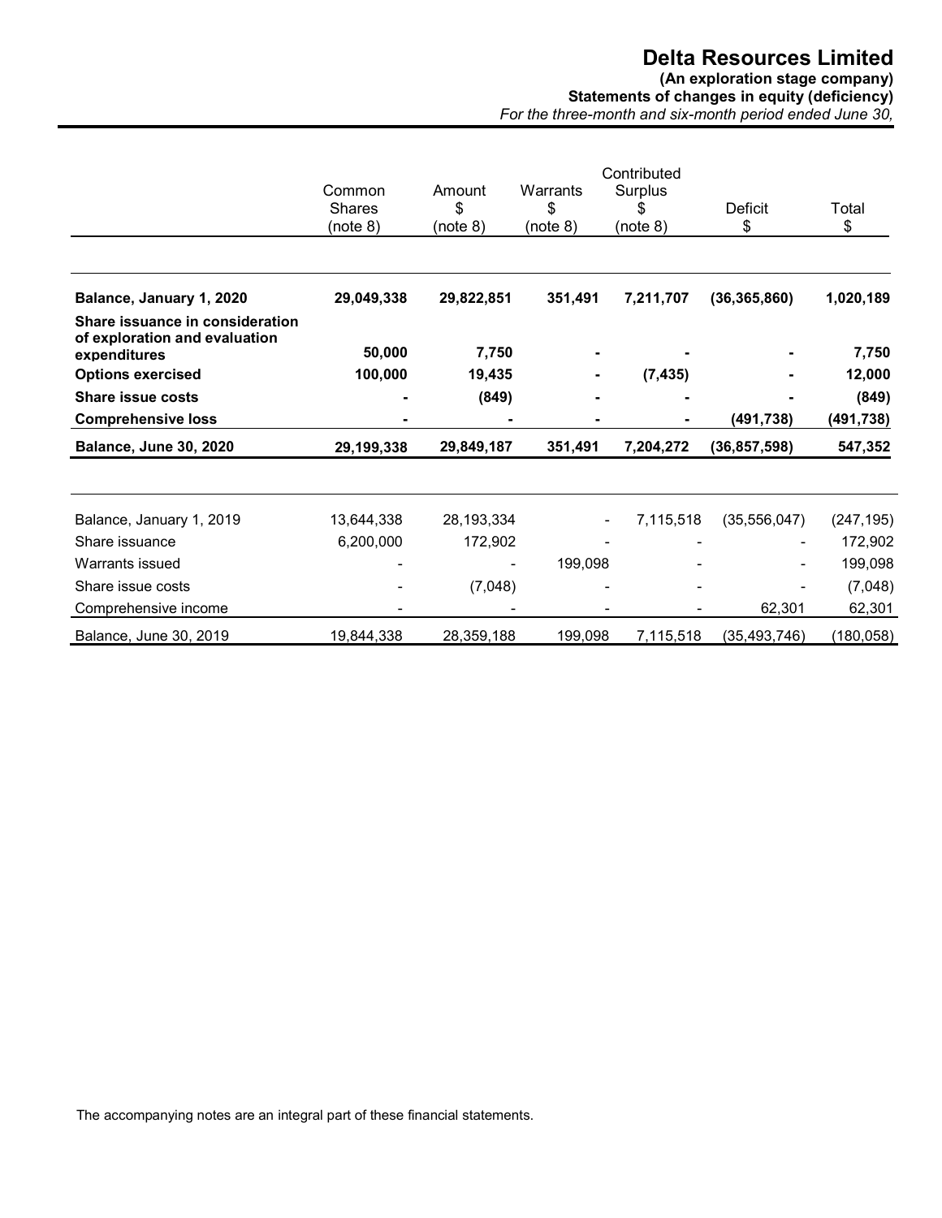# Delta Resources Limited

**(An exploration stage company)**

**Statements of changes in equity (deficiency)**

*For the three-month and six-month period ended June 30,*

| | Common Shares (note 8) | Amount $ (note 8) | Warrants $ (note 8) | Contributed Surplus $ (note 8) | Deficit $ | Total $ |
|---|---|---|---|---|---|---|
| **Balance, January 1, 2020** | **29,049,338** | **29,822,851** | **351,491** | **7,211,707** | **(36,365,860)** | **1,020,189** |
| **Share issuance in consideration of exploration and evaluation expenditures** | **50,000** | **7,750** | **-** | **-** | **-** | **7,750** |
| **Options exercised** | **100,000** | **19,435** | **-** | **(7,435)** | **-** | **12,000** |
| **Share issue costs** | **-** | **(849)** | **-** | **-** | **-** | **(849)** |
| **Comprehensive loss** | **-** | **-** | **-** | **-** | **(491,738)** | **(491,738)** |
| **Balance, June 30, 2020** | **29,199,338** | **29,849,187** | **351,491** | **7,204,272** | **(36,857,598)** | **547,352** |
| | | | | | | |
| Balance, January 1, 2019 | 13,644,338 | 28,193,334 | - | 7,115,518 | (35,556,047) | (247,195) |
| Share issuance | 6,200,000 | 172,902 | - | - | - | 172,902 |
| Warrants issued | - | - | 199,098 | - | - | 199,098 |
| Share issue costs | - | (7,048) | - | - | - | (7,048) |
| Comprehensive income | - | - | - | - | 62,301 | 62,301 |
| Balance, June 30, 2019 | 19,844,338 | 28,359,188 | 199,098 | 7,115,518 | (35,493,746) | (180,058) |

The accompanying notes are an integral part of these financial statements.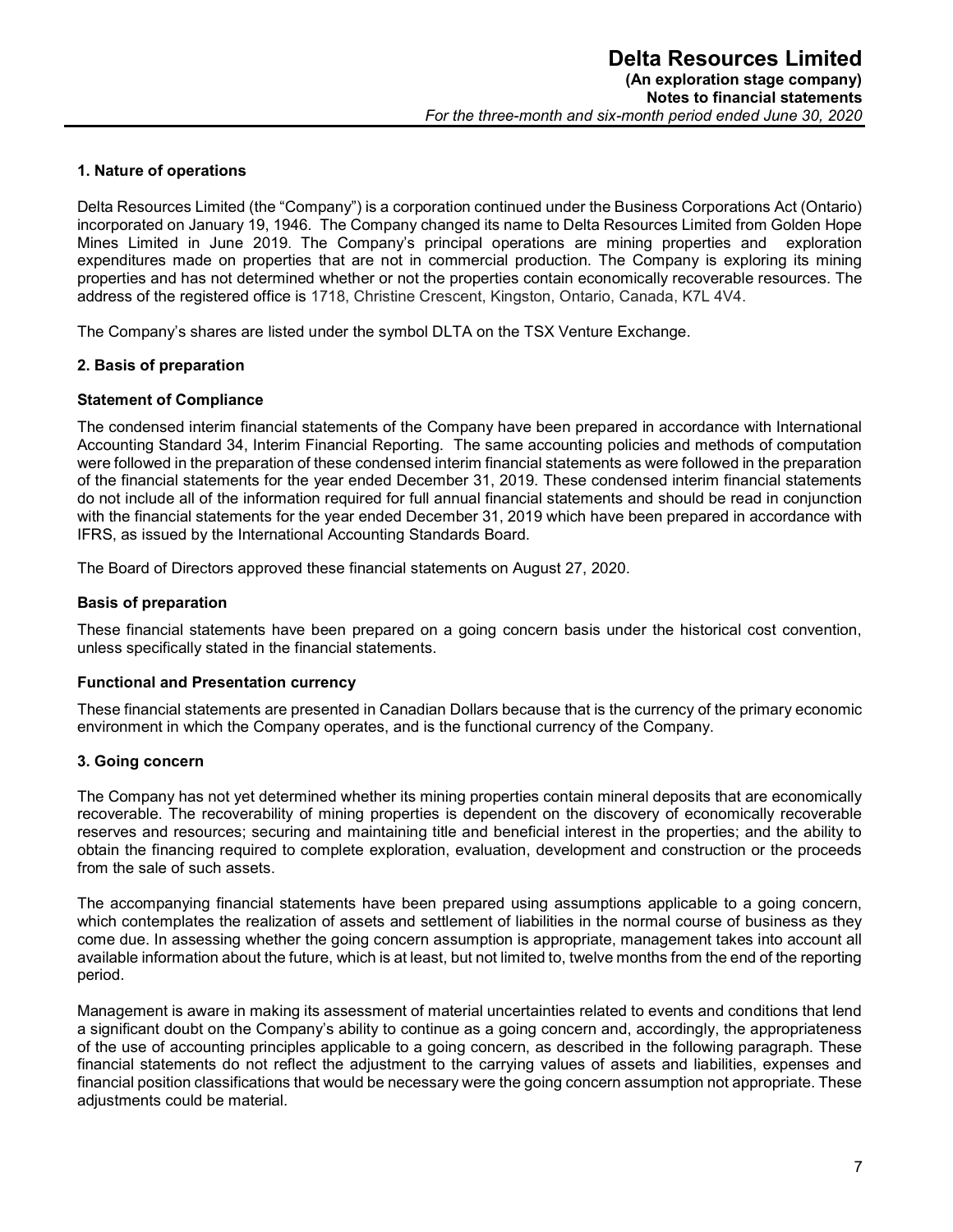## 1. Nature of operations

Delta Resources Limited (the "Company") is a corporation continued under the Business Corporations Act (Ontario) incorporated on January 19, 1946. The Company changed its name to Delta Resources Limited from Golden Hope Mines Limited in June 2019. The Company's principal operations are mining properties and exploration expenditures made on properties that are not in commercial production. The Company is exploring its mining properties and has not determined whether or not the properties contain economically recoverable resources. The address of the registered office is 1718, Christine Crescent, Kingston, Ontario, Canada, K7L 4V4.

The Company's shares are listed under the symbol DLTA on the TSX Venture Exchange.

## 2. Basis of preparation

### Statement of Compliance

The condensed interim financial statements of the Company have been prepared in accordance with International Accounting Standard 34, Interim Financial Reporting. The same accounting policies and methods of computation were followed in the preparation of these condensed interim financial statements as were followed in the preparation of the financial statements for the year ended December 31, 2019. These condensed interim financial statements do not include all of the information required for full annual financial statements and should be read in conjunction with the financial statements for the year ended December 31, 2019 which have been prepared in accordance with IFRS, as issued by the International Accounting Standards Board.

The Board of Directors approved these financial statements on August 27, 2020.

### Basis of preparation

These financial statements have been prepared on a going concern basis under the historical cost convention, unless specifically stated in the financial statements.

### Functional and Presentation currency

These financial statements are presented in Canadian Dollars because that is the currency of the primary economic environment in which the Company operates, and is the functional currency of the Company.

## 3. Going concern

The Company has not yet determined whether its mining properties contain mineral deposits that are economically recoverable. The recoverability of mining properties is dependent on the discovery of economically recoverable reserves and resources; securing and maintaining title and beneficial interest in the properties; and the ability to obtain the financing required to complete exploration, evaluation, development and construction or the proceeds from the sale of such assets.

The accompanying financial statements have been prepared using assumptions applicable to a going concern, which contemplates the realization of assets and settlement of liabilities in the normal course of business as they come due. In assessing whether the going concern assumption is appropriate, management takes into account all available information about the future, which is at least, but not limited to, twelve months from the end of the reporting period.

Management is aware in making its assessment of material uncertainties related to events and conditions that lend a significant doubt on the Company's ability to continue as a going concern and, accordingly, the appropriateness of the use of accounting principles applicable to a going concern, as described in the following paragraph. These financial statements do not reflect the adjustment to the carrying values of assets and liabilities, expenses and financial position classifications that would be necessary were the going concern assumption not appropriate. These adjustments could be material.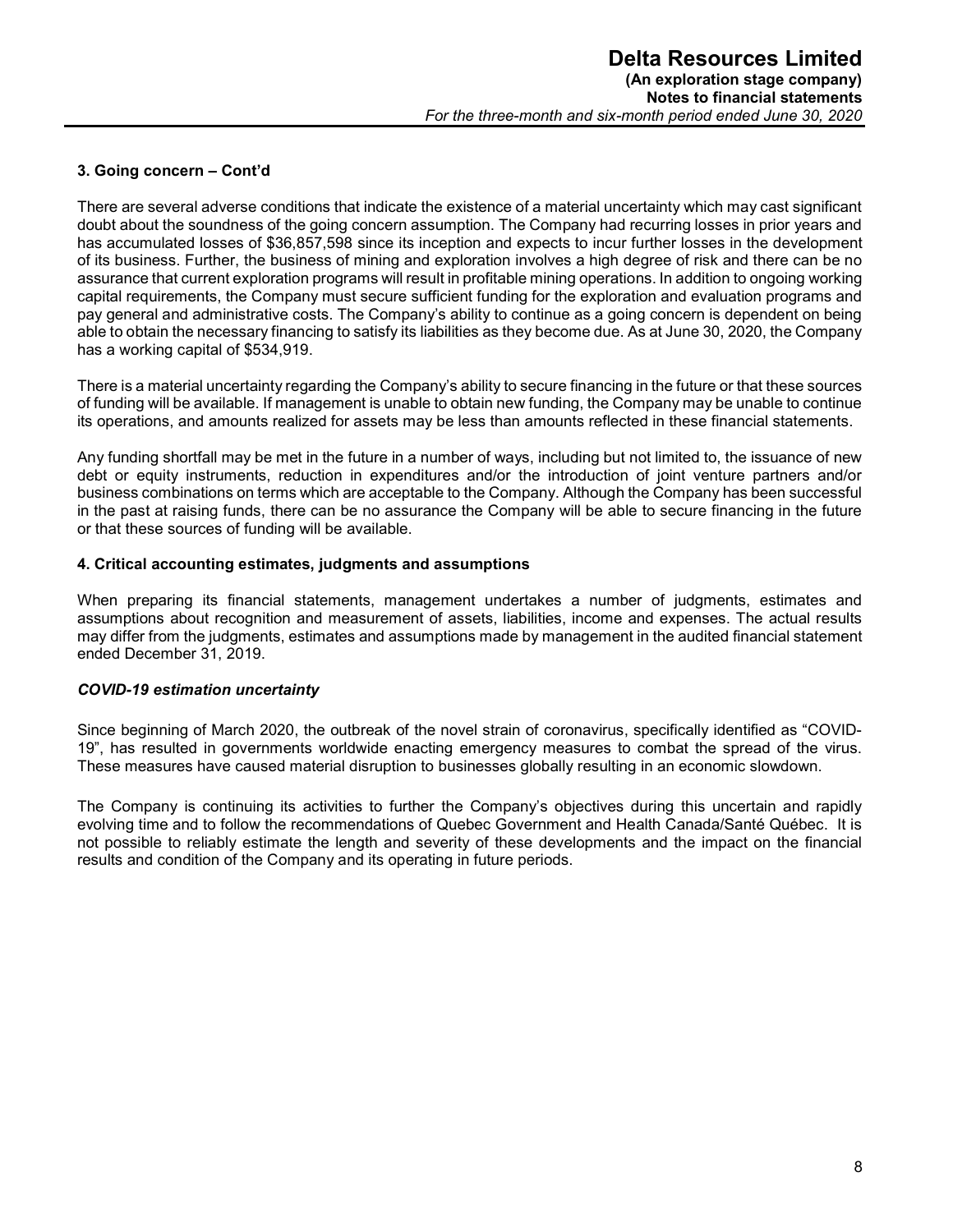### 3. Going concern – Cont'd

There are several adverse conditions that indicate the existence of a material uncertainty which may cast significant doubt about the soundness of the going concern assumption. The Company had recurring losses in prior years and has accumulated losses of $36,857,598 since its inception and expects to incur further losses in the development of its business. Further, the business of mining and exploration involves a high degree of risk and there can be no assurance that current exploration programs will result in profitable mining operations. In addition to ongoing working capital requirements, the Company must secure sufficient funding for the exploration and evaluation programs and pay general and administrative costs. The Company's ability to continue as a going concern is dependent on being able to obtain the necessary financing to satisfy its liabilities as they become due. As at June 30, 2020, the Company has a working capital of $534,919.

There is a material uncertainty regarding the Company's ability to secure financing in the future or that these sources of funding will be available. If management is unable to obtain new funding, the Company may be unable to continue its operations, and amounts realized for assets may be less than amounts reflected in these financial statements.

Any funding shortfall may be met in the future in a number of ways, including but not limited to, the issuance of new debt or equity instruments, reduction in expenditures and/or the introduction of joint venture partners and/or business combinations on terms which are acceptable to the Company. Although the Company has been successful in the past at raising funds, there can be no assurance the Company will be able to secure financing in the future or that these sources of funding will be available.

### 4. Critical accounting estimates, judgments and assumptions

When preparing its financial statements, management undertakes a number of judgments, estimates and assumptions about recognition and measurement of assets, liabilities, income and expenses. The actual results may differ from the judgments, estimates and assumptions made by management in the audited financial statement ended December 31, 2019.

#### *COVID-19 estimation uncertainty*

Since beginning of March 2020, the outbreak of the novel strain of coronavirus, specifically identified as "COVID-19", has resulted in governments worldwide enacting emergency measures to combat the spread of the virus. These measures have caused material disruption to businesses globally resulting in an economic slowdown.

The Company is continuing its activities to further the Company's objectives during this uncertain and rapidly evolving time and to follow the recommendations of Quebec Government and Health Canada/Santé Québec. It is not possible to reliably estimate the length and severity of these developments and the impact on the financial results and condition of the Company and its operating in future periods.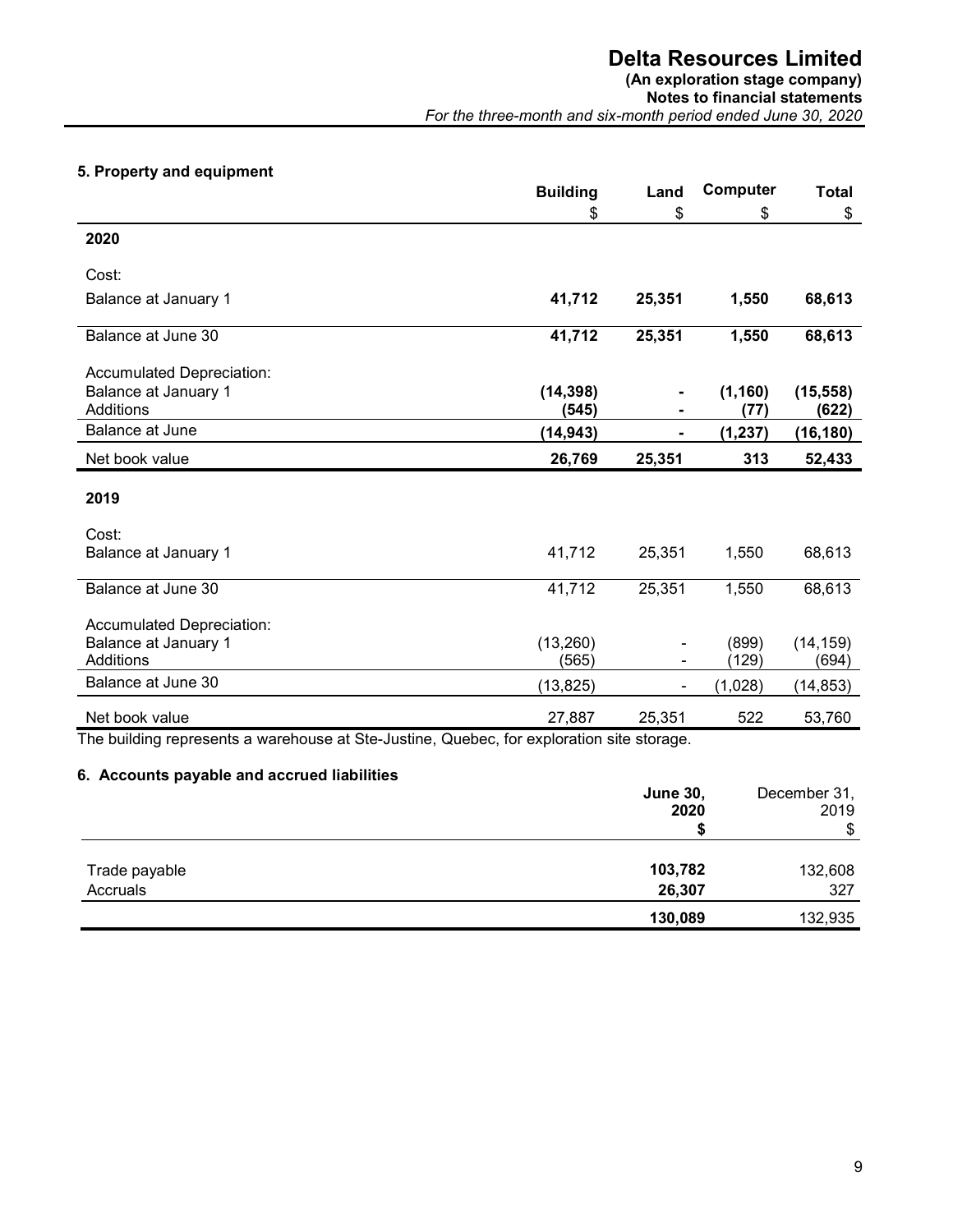## 5. Property and equipment

| | Building | Land | Computer | Total |
|---|---|---|---|---|
| | $ | $ | $ | $ |
| **2020** | | | | |
| Cost: | | | | |
| Balance at January 1 | **41,712** | **25,351** | **1,550** | **68,613** |
| Balance at June 30 | **41,712** | **25,351** | **1,550** | **68,613** |
| Accumulated Depreciation: | | | | |
| Balance at January 1 | **(14,398)** | **-** | **(1,160)** | **(15,558)** |
| Additions | **(545)** | **-** | **(77)** | **(622)** |
| Balance at June | **(14,943)** | **-** | **(1,237)** | **(16,180)** |
| Net book value | **26,769** | **25,351** | **313** | **52,433** |
| **2019** | | | | |
| Cost: | | | | |
| Balance at January 1 | 41,712 | 25,351 | 1,550 | 68,613 |
| Balance at June 30 | 41,712 | 25,351 | 1,550 | 68,613 |
| Accumulated Depreciation: | | | | |
| Balance at January 1 | (13,260) | - | (899) | (14,159) |
| Additions | (565) | - | (129) | (694) |
| Balance at June 30 | (13,825) | - | (1,028) | (14,853) |
| Net book value | 27,887 | 25,351 | 522 | 53,760 |

The building represents a warehouse at Ste-Justine, Quebec, for exploration site storage.

## 6. Accounts payable and accrued liabilities

| | June 30, 2020 | December 31, 2019 |
|---|---|---|
| | $ | $ |
| Trade payable | **103,782** | 132,608 |
| Accruals | **26,307** | 327 |
| | **130,089** | 132,935 |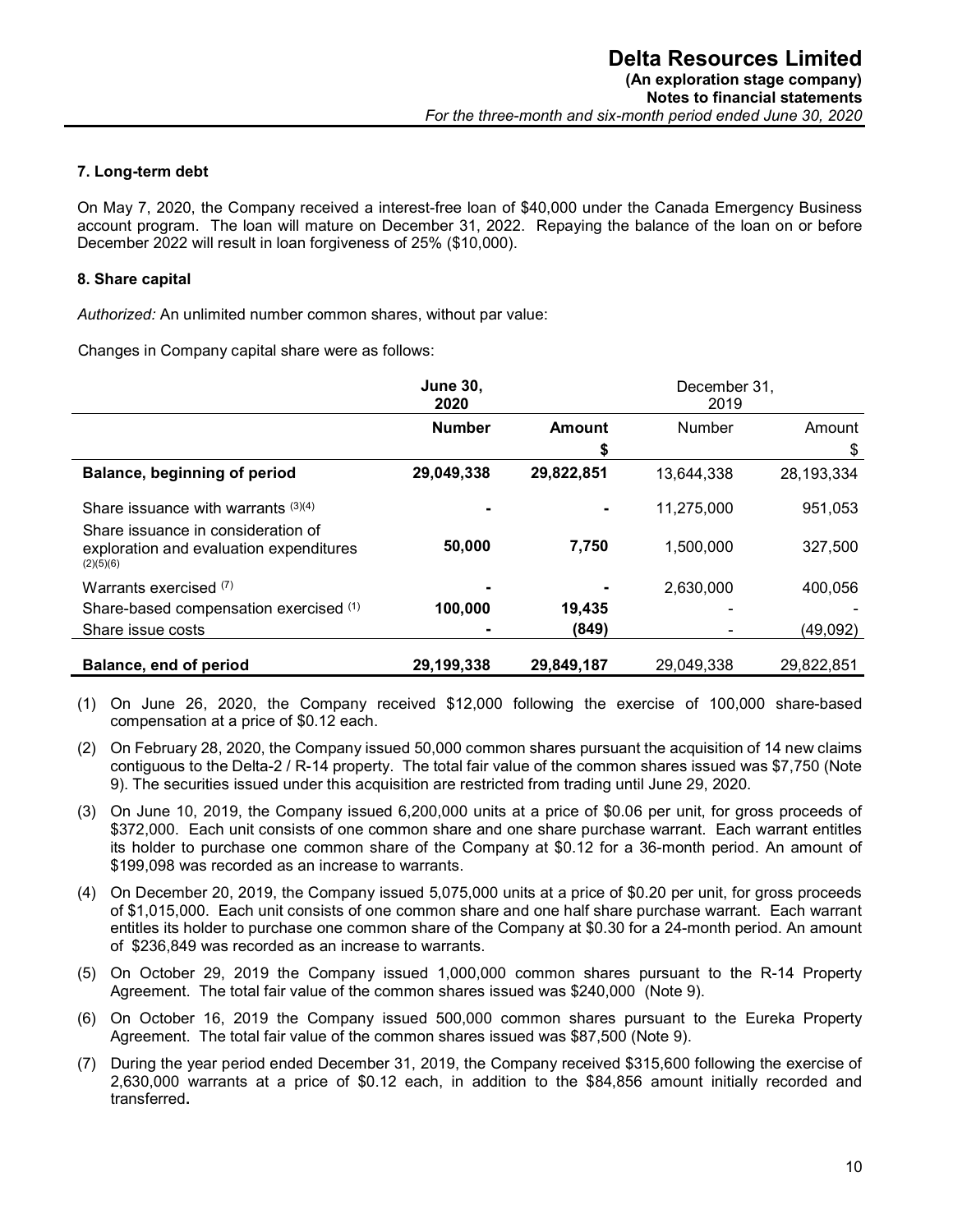## 7. Long-term debt

On May 7, 2020, the Company received a interest-free loan of $40,000 under the Canada Emergency Business account program. The loan will mature on December 31, 2022. Repaying the balance of the loan on or before December 2022 will result in loan forgiveness of 25% ($10,000).

## 8. Share capital

*Authorized:* An unlimited number common shares, without par value:

Changes in Company capital share were as follows:

| | **June 30, 2020** | | December 31, 2019 | |
|---|---|---|---|---|
| | **Number** | **Amount $** | Number | Amount $ |
| **Balance, beginning of period** | **29,049,338** | **29,822,851** | 13,644,338 | 28,193,334 |
| Share issuance with warrants (3)(4) | **-** | **-** | 11,275,000 | 951,053 |
| Share issuance in consideration of exploration and evaluation expenditures (2)(5)(6) | **50,000** | **7,750** | 1,500,000 | 327,500 |
| Warrants exercised (7) | **-** | **-** | 2,630,000 | 400,056 |
| Share-based compensation exercised (1) | **100,000** | **19,435** | - | - |
| Share issue costs | **-** | **(849)** | - | (49,092) |
| **Balance, end of period** | **29,199,338** | **29,849,187** | 29,049,338 | 29,822,851 |

(1) On June 26, 2020, the Company received $12,000 following the exercise of 100,000 share-based compensation at a price of $0.12 each.

(2) On February 28, 2020, the Company issued 50,000 common shares pursuant the acquisition of 14 new claims contiguous to the Delta-2 / R-14 property. The total fair value of the common shares issued was $7,750 (Note 9). The securities issued under this acquisition are restricted from trading until June 29, 2020.

(3) On June 10, 2019, the Company issued 6,200,000 units at a price of $0.06 per unit, for gross proceeds of $372,000. Each unit consists of one common share and one share purchase warrant. Each warrant entitles its holder to purchase one common share of the Company at $0.12 for a 36-month period. An amount of $199,098 was recorded as an increase to warrants.

(4) On December 20, 2019, the Company issued 5,075,000 units at a price of $0.20 per unit, for gross proceeds of $1,015,000. Each unit consists of one common share and one half share purchase warrant. Each warrant entitles its holder to purchase one common share of the Company at $0.30 for a 24-month period. An amount of $236,849 was recorded as an increase to warrants.

(5) On October 29, 2019 the Company issued 1,000,000 common shares pursuant to the R-14 Property Agreement. The total fair value of the common shares issued was $240,000 (Note 9).

(6) On October 16, 2019 the Company issued 500,000 common shares pursuant to the Eureka Property Agreement. The total fair value of the common shares issued was $87,500 (Note 9).

(7) During the year period ended December 31, 2019, the Company received $315,600 following the exercise of 2,630,000 warrants at a price of $0.12 each, in addition to the $84,856 amount initially recorded and transferred**.**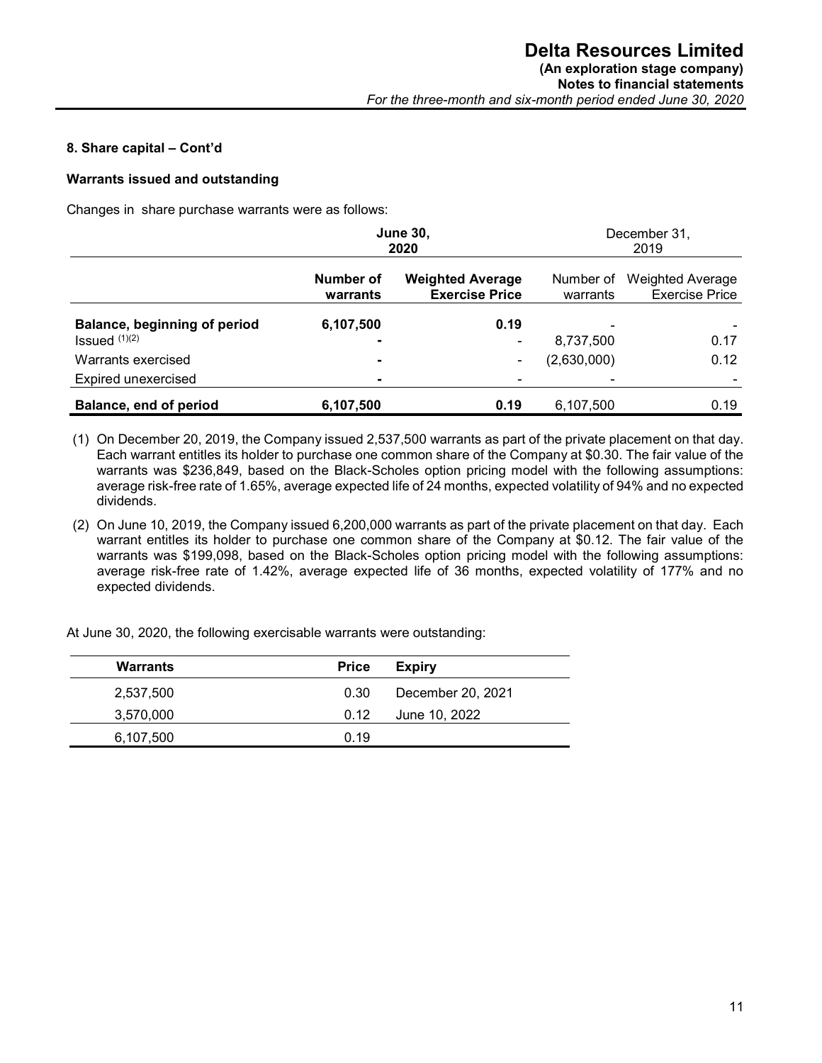### 8. Share capital – Cont'd

#### Warrants issued and outstanding

Changes in share purchase warrants were as follows:

| | June 30, 2020 | | December 31, 2019 | |
|---|---|---|---|---|
| | **Number of warrants** | **Weighted Average Exercise Price** | Number of warrants | Weighted Average Exercise Price |
| **Balance, beginning of period** | **6,107,500** | **0.19** | - | - |
| Issued (1)(2) | **-** | - | 8,737,500 | 0.17 |
| Warrants exercised | **-** | - | (2,630,000) | 0.12 |
| Expired unexercised | **-** | - | - | - |
| **Balance, end of period** | **6,107,500** | **0.19** | 6,107,500 | 0.19 |

(1) On December 20, 2019, the Company issued 2,537,500 warrants as part of the private placement on that day. Each warrant entitles its holder to purchase one common share of the Company at $0.30. The fair value of the warrants was $236,849, based on the Black-Scholes option pricing model with the following assumptions: average risk-free rate of 1.65%, average expected life of 24 months, expected volatility of 94% and no expected dividends.

(2) On June 10, 2019, the Company issued 6,200,000 warrants as part of the private placement on that day. Each warrant entitles its holder to purchase one common share of the Company at $0.12. The fair value of the warrants was $199,098, based on the Black-Scholes option pricing model with the following assumptions: average risk-free rate of 1.42%, average expected life of 36 months, expected volatility of 177% and no expected dividends.

At June 30, 2020, the following exercisable warrants were outstanding:

| Warrants | Price | Expiry |
|---|---|---|
| 2,537,500 | 0.30 | December 20, 2021 |
| 3,570,000 | 0.12 | June 10, 2022 |
| 6,107,500 | 0.19 | |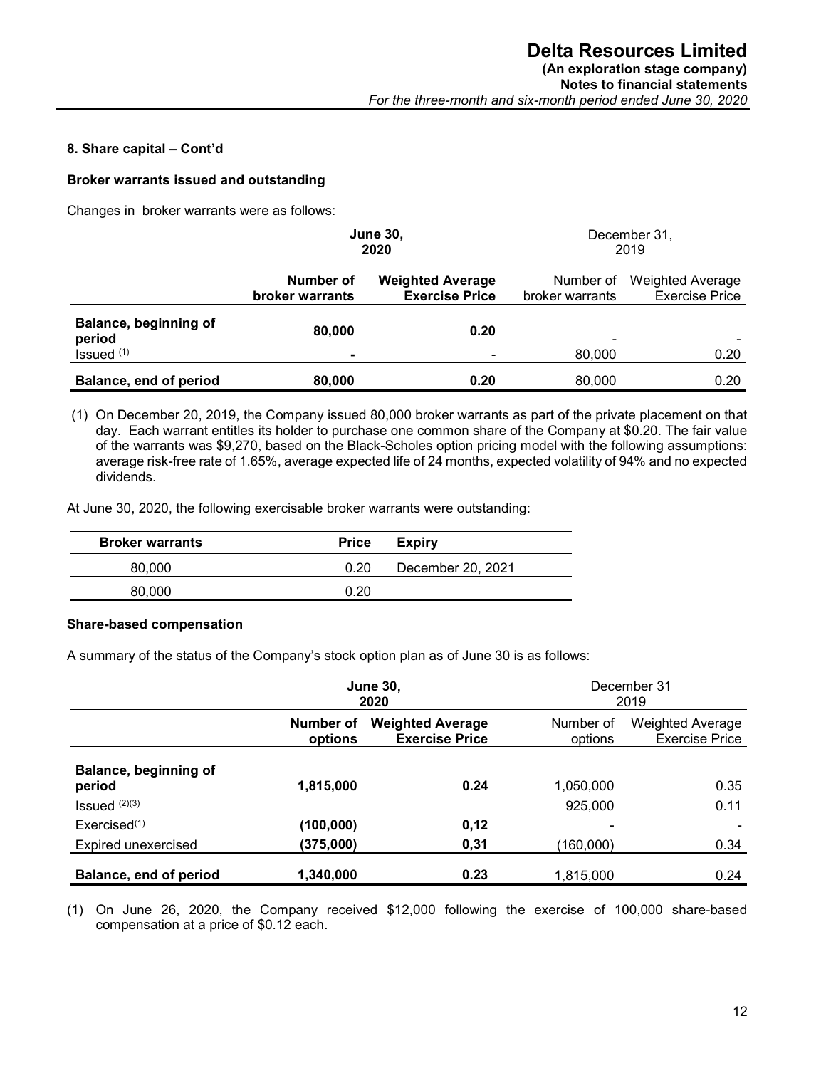### 8. Share capital – Cont'd

#### Broker warrants issued and outstanding

Changes in broker warrants were as follows:

| | June 30, 2020 | | December 31, 2019 | |
|---|---|---|---|---|
| | **Number of broker warrants** | **Weighted Average Exercise Price** | Number of broker warrants | Weighted Average Exercise Price |
| **Balance, beginning of period** | **80,000** | **0.20** | - | - |
| Issued [(1)] | **-** | - | 80,000 | 0.20 |
| **Balance, end of period** | **80,000** | **0.20** | 80,000 | 0.20 |

(1) On December 20, 2019, the Company issued 80,000 broker warrants as part of the private placement on that day. Each warrant entitles its holder to purchase one common share of the Company at $0.20. The fair value of the warrants was $9,270, based on the Black-Scholes option pricing model with the following assumptions: average risk-free rate of 1.65%, average expected life of 24 months, expected volatility of 94% and no expected dividends.

At June 30, 2020, the following exercisable broker warrants were outstanding:

| Broker warrants | Price | Expiry |
|---|---|---|
| 80,000 | 0.20 | December 20, 2021 |
| 80,000 | 0.20 | |

#### Share-based compensation

A summary of the status of the Company's stock option plan as of June 30 is as follows:

| | June 30, 2020 | | December 31 2019 | |
|---|---|---|---|---|
| | **Number of options** | **Weighted Average Exercise Price** | Number of options | Weighted Average Exercise Price |
| **Balance, beginning of period** | **1,815,000** | **0.24** | 1,050,000 | 0.35 |
| Issued [(2)(3)] | | | 925,000 | 0.11 |
| Exercised[(1)] | **(100,000)** | **0,12** | - | - |
| Expired unexercised | **(375,000)** | **0,31** | (160,000) | 0.34 |
| **Balance, end of period** | **1,340,000** | **0.23** | 1,815,000 | 0.24 |

(1) On June 26, 2020, the Company received $12,000 following the exercise of 100,000 share-based compensation at a price of $0.12 each.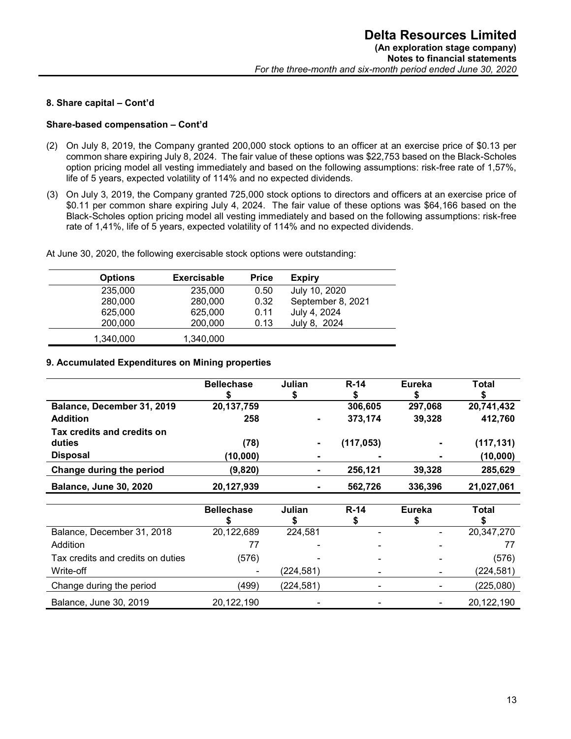#### 8. Share capital – Cont'd

**Share-based compensation – Cont'd**

(2) On July 8, 2019, the Company granted 200,000 stock options to an officer at an exercise price of \$0.13 per common share expiring July 8, 2024. The fair value of these options was \$22,753 based on the Black-Scholes option pricing model all vesting immediately and based on the following assumptions: risk-free rate of 1,57%, life of 5 years, expected volatility of 114% and no expected dividends.

(3) On July 3, 2019, the Company granted 725,000 stock options to directors and officers at an exercise price of \$0.11 per common share expiring July 4, 2024. The fair value of these options was \$64,166 based on the Black-Scholes option pricing model all vesting immediately and based on the following assumptions: risk-free rate of 1,41%, life of 5 years, expected volatility of 114% and no expected dividends.

At June 30, 2020, the following exercisable stock options were outstanding:

| Options | Exercisable | Price | Expiry |
|---|---|---|---|
| 235,000 | 235,000 | 0.50 | July 10, 2020 |
| 280,000 | 280,000 | 0.32 | September 8, 2021 |
| 625,000 | 625,000 | 0.11 | July 4, 2024 |
| 200,000 | 200,000 | 0.13 | July 8, 2024 |
| 1,340,000 | 1,340,000 | | |

#### 9. Accumulated Expenditures on Mining properties

| | Bellechase<br>\$ | Julian<br>\$ | R-14<br>\$ | Eureka<br>\$ | Total<br>\$ |
|---|---|---|---|---|---|
| **Balance, December 31, 2019** | **20,137,759** | | **306,605** | **297,068** | **20,741,432** |
| **Addition** | **258** | **-** | **373,174** | **39,328** | **412,760** |
| **Tax credits and credits on duties** | **(78)** | **-** | **(117,053)** | **-** | **(117,131)** |
| **Disposal** | **(10,000)** | **-** | **-** | **-** | **(10,000)** |
| **Change during the period** | **(9,820)** | **-** | **256,121** | **39,328** | **285,629** |
| **Balance, June 30, 2020** | **20,127,939** | **-** | **562,726** | **336,396** | **21,027,061** |

| | Bellechase<br>\$ | Julian<br>\$ | R-14<br>\$ | Eureka<br>\$ | Total<br>\$ |
|---|---|---|---|---|---|
| Balance, December 31, 2018 | 20,122,689 | 224,581 | - | - | 20,347,270 |
| Addition | 77 | - | - | - | 77 |
| Tax credits and credits on duties | (576) | - | - | - | (576) |
| Write-off | - | (224,581) | - | - | (224,581) |
| Change during the period | (499) | (224,581) | - | - | (225,080) |
| Balance, June 30, 2019 | 20,122,190 | - | - | - | 20,122,190 |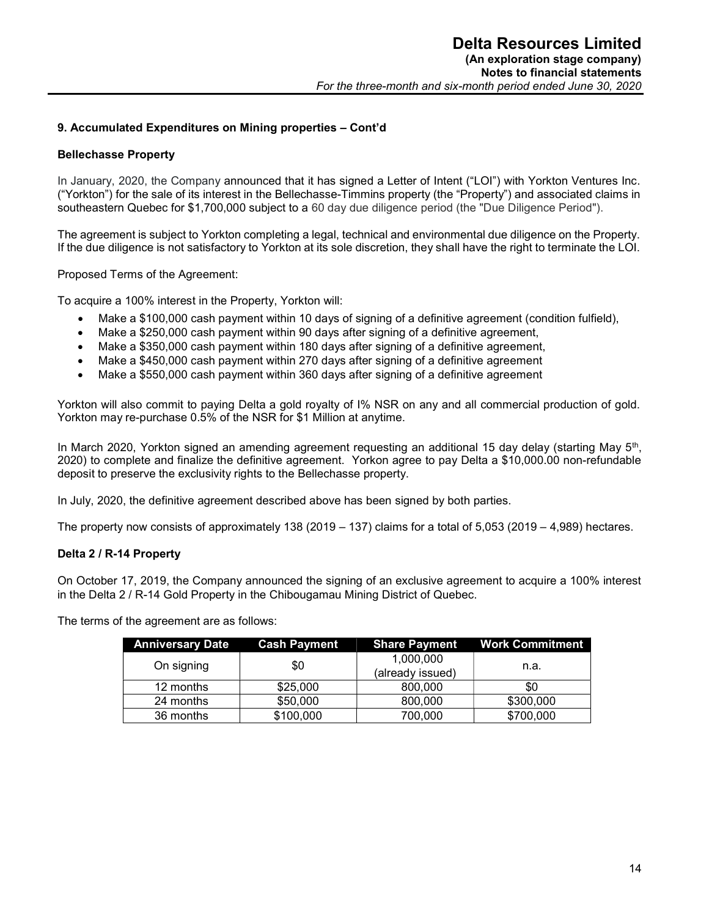## 9. Accumulated Expenditures on Mining properties – Cont'd

### Bellechasse Property

In January, 2020, the Company announced that it has signed a Letter of Intent ("LOI") with Yorkton Ventures Inc. ("Yorkton") for the sale of its interest in the Bellechasse-Timmins property (the "Property") and associated claims in southeastern Quebec for $1,700,000 subject to a 60 day due diligence period (the "Due Diligence Period").

The agreement is subject to Yorkton completing a legal, technical and environmental due diligence on the Property. If the due diligence is not satisfactory to Yorkton at its sole discretion, they shall have the right to terminate the LOI.

Proposed Terms of the Agreement:

To acquire a 100% interest in the Property, Yorkton will:

- Make a $100,000 cash payment within 10 days of signing of a definitive agreement (condition fulfield),
- Make a $250,000 cash payment within 90 days after signing of a definitive agreement,
- Make a $350,000 cash payment within 180 days after signing of a definitive agreement,
- Make a $450,000 cash payment within 270 days after signing of a definitive agreement
- Make a $550,000 cash payment within 360 days after signing of a definitive agreement

Yorkton will also commit to paying Delta a gold royalty of I% NSR on any and all commercial production of gold. Yorkton may re-purchase 0.5% of the NSR for $1 Million at anytime.

In March 2020, Yorkton signed an amending agreement requesting an additional 15 day delay (starting May 5th, 2020) to complete and finalize the definitive agreement. Yorkon agree to pay Delta a $10,000.00 non-refundable deposit to preserve the exclusivity rights to the Bellechasse property.

In July, 2020, the definitive agreement described above has been signed by both parties.

The property now consists of approximately 138 (2019 – 137) claims for a total of 5,053 (2019 – 4,989) hectares.

### Delta 2 / R-14 Property

On October 17, 2019, the Company announced the signing of an exclusive agreement to acquire a 100% interest in the Delta 2 / R-14 Gold Property in the Chibougamau Mining District of Quebec.

The terms of the agreement are as follows:

| Anniversary Date | Cash Payment | Share Payment | Work Commitment |
|---|---|---|---|
| On signing | $0 | 1,000,000 (already issued) | n.a. |
| 12 months | $25,000 | 800,000 | $0 |
| 24 months | $50,000 | 800,000 | $300,000 |
| 36 months | $100,000 | 700,000 | $700,000 |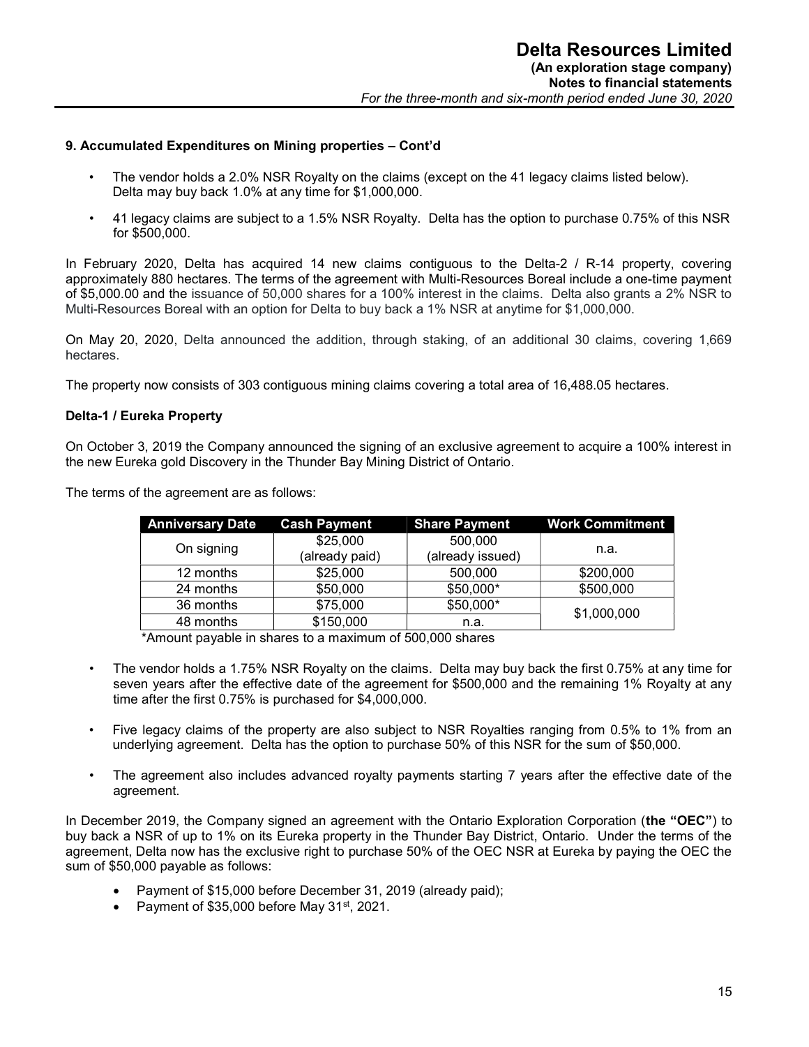### 9. Accumulated Expenditures on Mining properties – Cont'd

- The vendor holds a 2.0% NSR Royalty on the claims (except on the 41 legacy claims listed below). Delta may buy back 1.0% at any time for $1,000,000.
- 41 legacy claims are subject to a 1.5% NSR Royalty. Delta has the option to purchase 0.75% of this NSR for $500,000.

In February 2020, Delta has acquired 14 new claims contiguous to the Delta-2 / R-14 property, covering approximately 880 hectares. The terms of the agreement with Multi-Resources Boreal include a one-time payment of $5,000.00 and the issuance of 50,000 shares for a 100% interest in the claims. Delta also grants a 2% NSR to Multi-Resources Boreal with an option for Delta to buy back a 1% NSR at anytime for $1,000,000.

On May 20, 2020, Delta announced the addition, through staking, of an additional 30 claims, covering 1,669 hectares.

The property now consists of 303 contiguous mining claims covering a total area of 16,488.05 hectares.

#### Delta-1 / Eureka Property

On October 3, 2019 the Company announced the signing of an exclusive agreement to acquire a 100% interest in the new Eureka gold Discovery in the Thunder Bay Mining District of Ontario.

The terms of the agreement are as follows:

| Anniversary Date | Cash Payment | Share Payment | Work Commitment |
|---|---|---|---|
| On signing | $25,000 (already paid) | 500,000 (already issued) | n.a. |
| 12 months | $25,000 | 500,000 | $200,000 |
| 24 months | $50,000 | $50,000* | $500,000 |
| 36 months | $75,000 | $50,000* | $1,000,000 |
| 48 months | $150,000 | n.a. | |

*Amount payable in shares to a maximum of 500,000 shares

- The vendor holds a 1.75% NSR Royalty on the claims. Delta may buy back the first 0.75% at any time for seven years after the effective date of the agreement for $500,000 and the remaining 1% Royalty at any time after the first 0.75% is purchased for $4,000,000.
- Five legacy claims of the property are also subject to NSR Royalties ranging from 0.5% to 1% from an underlying agreement. Delta has the option to purchase 50% of this NSR for the sum of $50,000.
- The agreement also includes advanced royalty payments starting 7 years after the effective date of the agreement.

In December 2019, the Company signed an agreement with the Ontario Exploration Corporation (**the "OEC"**) to buy back a NSR of up to 1% on its Eureka property in the Thunder Bay District, Ontario. Under the terms of the agreement, Delta now has the exclusive right to purchase 50% of the OEC NSR at Eureka by paying the OEC the sum of $50,000 payable as follows:

- Payment of $15,000 before December 31, 2019 (already paid);
- Payment of $35,000 before May 31st, 2021.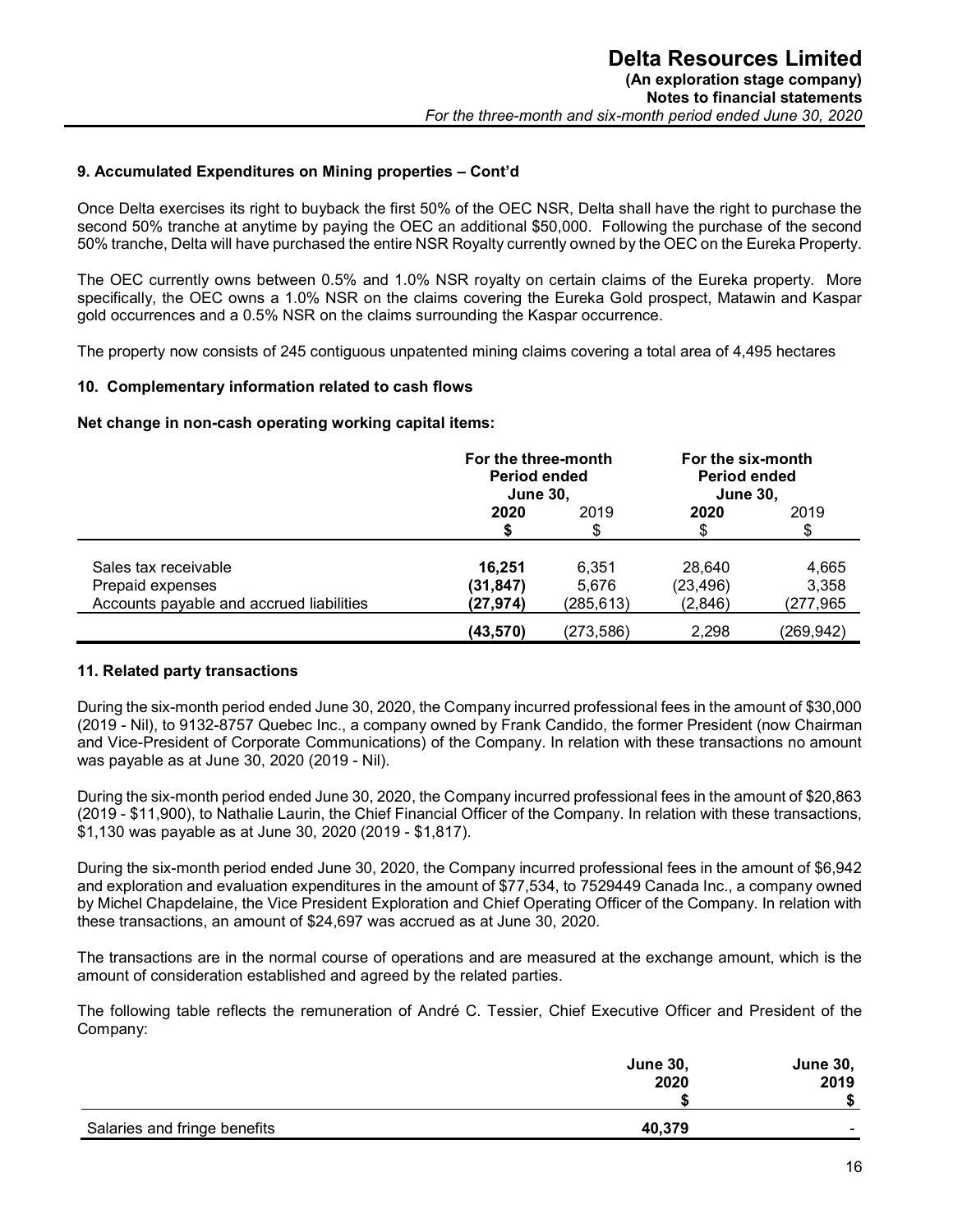### 9. Accumulated Expenditures on Mining properties – Cont'd

Once Delta exercises its right to buyback the first 50% of the OEC NSR, Delta shall have the right to purchase the second 50% tranche at anytime by paying the OEC an additional $50,000. Following the purchase of the second 50% tranche, Delta will have purchased the entire NSR Royalty currently owned by the OEC on the Eureka Property.

The OEC currently owns between 0.5% and 1.0% NSR royalty on certain claims of the Eureka property. More specifically, the OEC owns a 1.0% NSR on the claims covering the Eureka Gold prospect, Matawin and Kaspar gold occurrences and a 0.5% NSR on the claims surrounding the Kaspar occurrence.

The property now consists of 245 contiguous unpatented mining claims covering a total area of 4,495 hectares

### 10. Complementary information related to cash flows

**Net change in non-cash operating working capital items:**

| | For the three-month Period ended June 30, | | For the six-month Period ended June 30, | |
|---|---|---|---|---|
| | **2020** | 2019 | **2020** | 2019 |
| | **$** | $ | $ | $ |
| Sales tax receivable | **16,251** | 6,351 | 28,640 | 4,665 |
| Prepaid expenses | **(31,847)** | 5,676 | (23,496) | 3,358 |
| Accounts payable and accrued liabilities | **(27,974)** | (285,613) | (2,846) | (277,965 |
| | **(43,570)** | (273,586) | 2,298 | (269,942) |

### 11. Related party transactions

During the six-month period ended June 30, 2020, the Company incurred professional fees in the amount of $30,000 (2019 - Nil), to 9132-8757 Quebec Inc., a company owned by Frank Candido, the former President (now Chairman and Vice-President of Corporate Communications) of the Company. In relation with these transactions no amount was payable as at June 30, 2020 (2019 - Nil).

During the six-month period ended June 30, 2020, the Company incurred professional fees in the amount of $20,863 (2019 - $11,900), to Nathalie Laurin, the Chief Financial Officer of the Company. In relation with these transactions, $1,130 was payable as at June 30, 2020 (2019 - $1,817).

During the six-month period ended June 30, 2020, the Company incurred professional fees in the amount of $6,942 and exploration and evaluation expenditures in the amount of $77,534, to 7529449 Canada Inc., a company owned by Michel Chapdelaine, the Vice President Exploration and Chief Operating Officer of the Company. In relation with these transactions, an amount of $24,697 was accrued as at June 30, 2020.

The transactions are in the normal course of operations and are measured at the exchange amount, which is the amount of consideration established and agreed by the related parties.

The following table reflects the remuneration of André C. Tessier, Chief Executive Officer and President of the Company:

| | **June 30, 2020** | **June 30, 2019** |
|---|---|---|
| | **$** | **$** |
| Salaries and fringe benefits | **40,379** | - |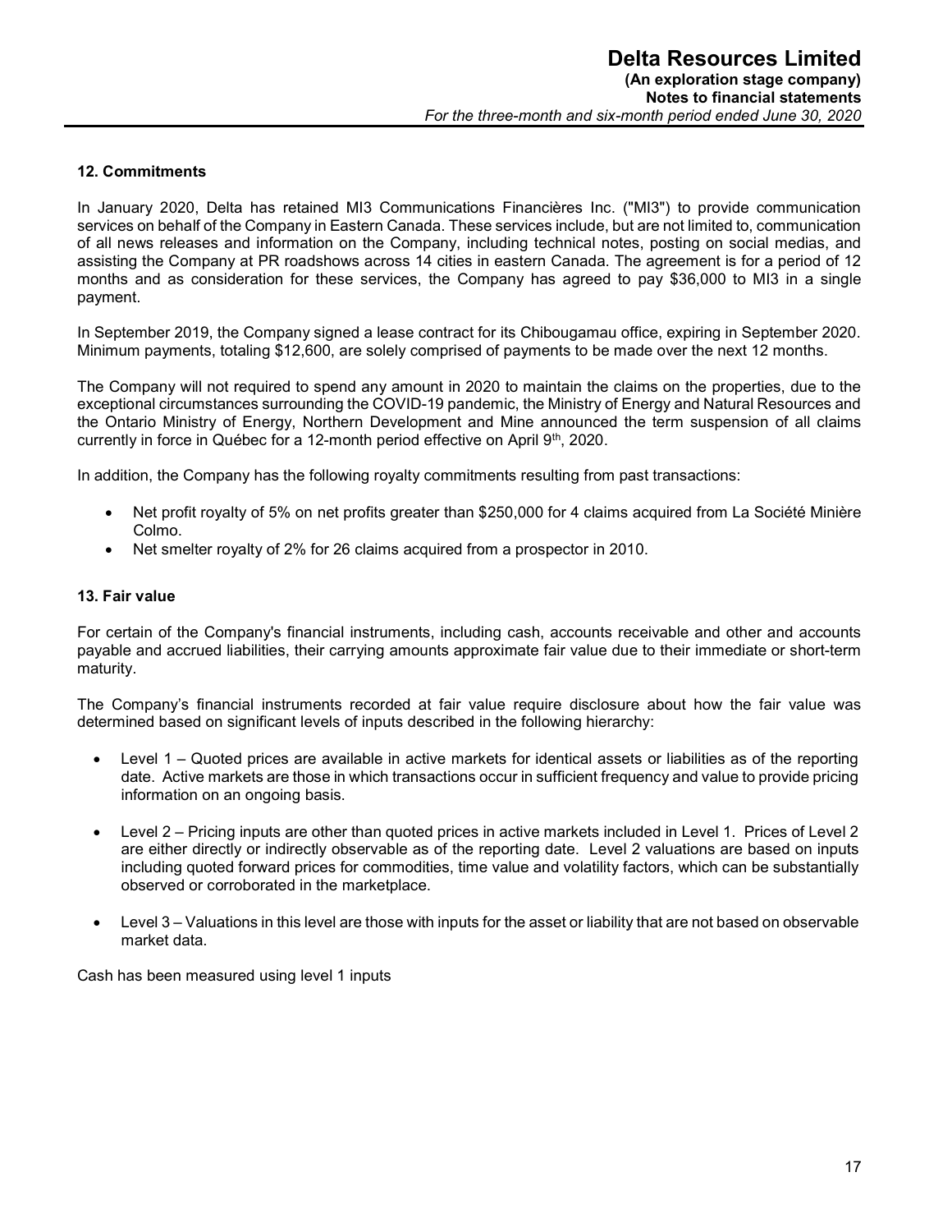## 12. Commitments

In January 2020, Delta has retained MI3 Communications Financières Inc. ("MI3") to provide communication services on behalf of the Company in Eastern Canada. These services include, but are not limited to, communication of all news releases and information on the Company, including technical notes, posting on social medias, and assisting the Company at PR roadshows across 14 cities in eastern Canada. The agreement is for a period of 12 months and as consideration for these services, the Company has agreed to pay $36,000 to MI3 in a single payment.

In September 2019, the Company signed a lease contract for its Chibougamau office, expiring in September 2020. Minimum payments, totaling $12,600, are solely comprised of payments to be made over the next 12 months.

The Company will not required to spend any amount in 2020 to maintain the claims on the properties, due to the exceptional circumstances surrounding the COVID-19 pandemic, the Ministry of Energy and Natural Resources and the Ontario Ministry of Energy, Northern Development and Mine announced the term suspension of all claims currently in force in Québec for a 12-month period effective on April 9th, 2020.

In addition, the Company has the following royalty commitments resulting from past transactions:

- Net profit royalty of 5% on net profits greater than $250,000 for 4 claims acquired from La Société Minière Colmo.
- Net smelter royalty of 2% for 26 claims acquired from a prospector in 2010.

## 13. Fair value

For certain of the Company's financial instruments, including cash, accounts receivable and other and accounts payable and accrued liabilities, their carrying amounts approximate fair value due to their immediate or short-term maturity.

The Company's financial instruments recorded at fair value require disclosure about how the fair value was determined based on significant levels of inputs described in the following hierarchy:

- Level 1 – Quoted prices are available in active markets for identical assets or liabilities as of the reporting date. Active markets are those in which transactions occur in sufficient frequency and value to provide pricing information on an ongoing basis.

- Level 2 – Pricing inputs are other than quoted prices in active markets included in Level 1. Prices of Level 2 are either directly or indirectly observable as of the reporting date. Level 2 valuations are based on inputs including quoted forward prices for commodities, time value and volatility factors, which can be substantially observed or corroborated in the marketplace.

- Level 3 – Valuations in this level are those with inputs for the asset or liability that are not based on observable market data.

Cash has been measured using level 1 inputs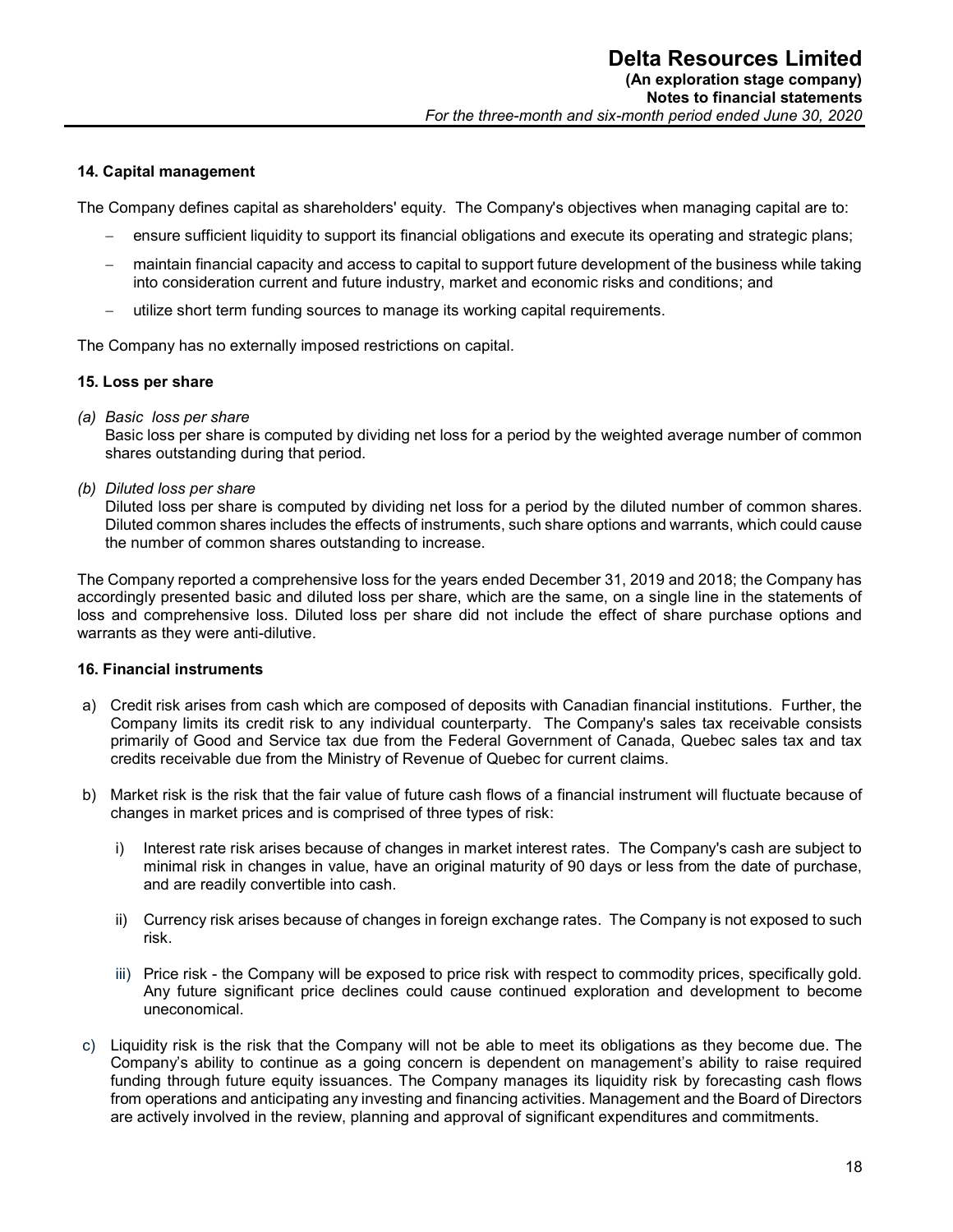### 14. Capital management

The Company defines capital as shareholders' equity. The Company's objectives when managing capital are to:

- ensure sufficient liquidity to support its financial obligations and execute its operating and strategic plans;
- maintain financial capacity and access to capital to support future development of the business while taking into consideration current and future industry, market and economic risks and conditions; and
- utilize short term funding sources to manage its working capital requirements.

The Company has no externally imposed restrictions on capital.

### 15. Loss per share

*(a) Basic loss per share*
Basic loss per share is computed by dividing net loss for a period by the weighted average number of common shares outstanding during that period.

*(b) Diluted loss per share*
Diluted loss per share is computed by dividing net loss for a period by the diluted number of common shares. Diluted common shares includes the effects of instruments, such share options and warrants, which could cause the number of common shares outstanding to increase.

The Company reported a comprehensive loss for the years ended December 31, 2019 and 2018; the Company has accordingly presented basic and diluted loss per share, which are the same, on a single line in the statements of loss and comprehensive loss. Diluted loss per share did not include the effect of share purchase options and warrants as they were anti-dilutive.

### 16. Financial instruments

a) Credit risk arises from cash which are composed of deposits with Canadian financial institutions. Further, the Company limits its credit risk to any individual counterparty. The Company's sales tax receivable consists primarily of Good and Service tax due from the Federal Government of Canada, Quebec sales tax and tax credits receivable due from the Ministry of Revenue of Quebec for current claims.

b) Market risk is the risk that the fair value of future cash flows of a financial instrument will fluctuate because of changes in market prices and is comprised of three types of risk:

   i) Interest rate risk arises because of changes in market interest rates. The Company's cash are subject to minimal risk in changes in value, have an original maturity of 90 days or less from the date of purchase, and are readily convertible into cash.

   ii) Currency risk arises because of changes in foreign exchange rates. The Company is not exposed to such risk.

   iii) Price risk - the Company will be exposed to price risk with respect to commodity prices, specifically gold. Any future significant price declines could cause continued exploration and development to become uneconomical.

c) Liquidity risk is the risk that the Company will not be able to meet its obligations as they become due. The Company's ability to continue as a going concern is dependent on management's ability to raise required funding through future equity issuances. The Company manages its liquidity risk by forecasting cash flows from operations and anticipating any investing and financing activities. Management and the Board of Directors are actively involved in the review, planning and approval of significant expenditures and commitments.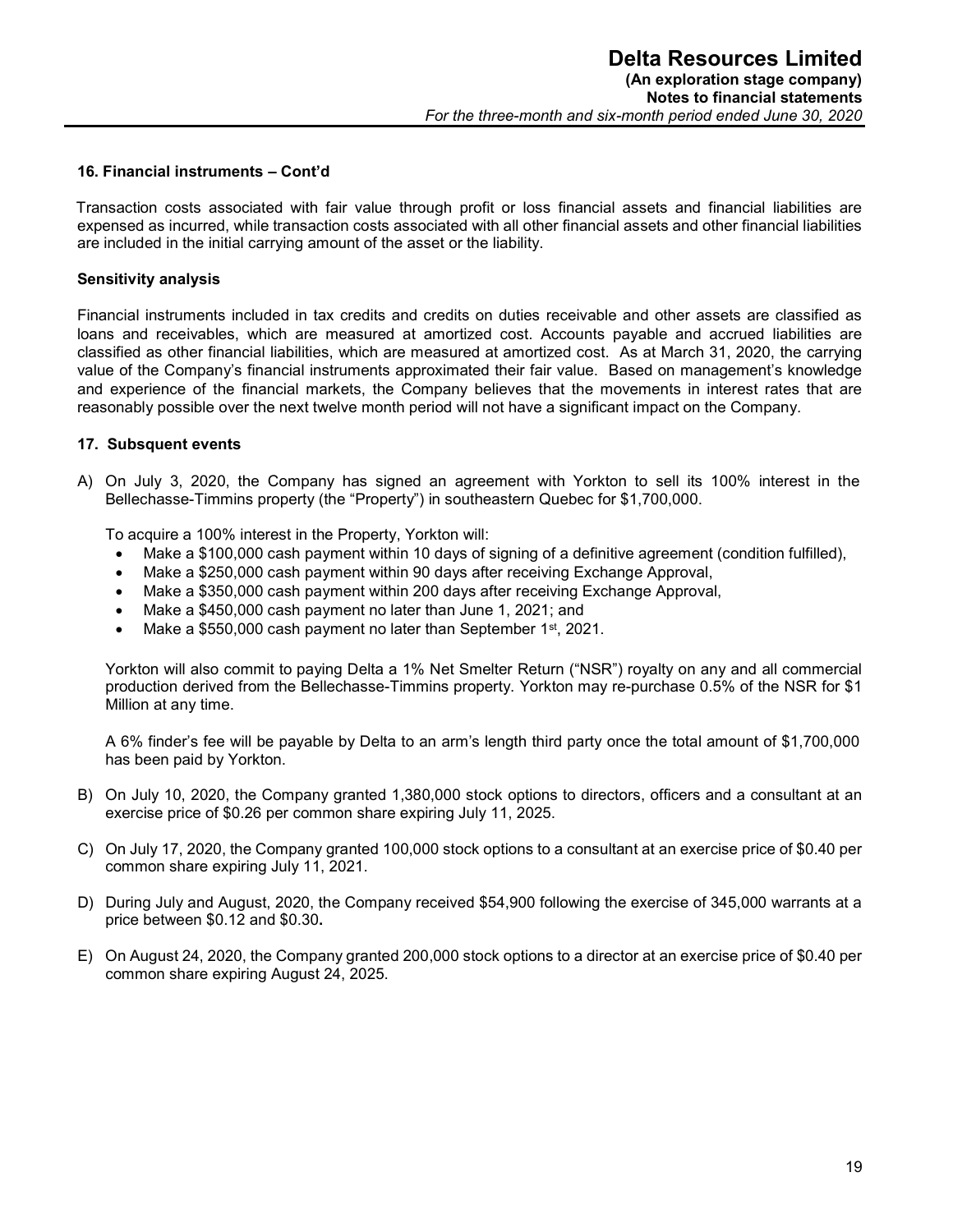### 16. Financial instruments – Cont'd

Transaction costs associated with fair value through profit or loss financial assets and financial liabilities are expensed as incurred, while transaction costs associated with all other financial assets and other financial liabilities are included in the initial carrying amount of the asset or the liability.

**Sensitivity analysis**

Financial instruments included in tax credits and credits on duties receivable and other assets are classified as loans and receivables, which are measured at amortized cost. Accounts payable and accrued liabilities are classified as other financial liabilities, which are measured at amortized cost. As at March 31, 2020, the carrying value of the Company's financial instruments approximated their fair value. Based on management's knowledge and experience of the financial markets, the Company believes that the movements in interest rates that are reasonably possible over the next twelve month period will not have a significant impact on the Company.

### 17. Subsequent events

A) On July 3, 2020, the Company has signed an agreement with Yorkton to sell its 100% interest in the Bellechasse-Timmins property (the "Property") in southeastern Quebec for $1,700,000.

To acquire a 100% interest in the Property, Yorkton will:

- Make a $100,000 cash payment within 10 days of signing of a definitive agreement (condition fulfilled),
- Make a $250,000 cash payment within 90 days after receiving Exchange Approval,
- Make a $350,000 cash payment within 200 days after receiving Exchange Approval,
- Make a $450,000 cash payment no later than June 1, 2021; and
- Make a $550,000 cash payment no later than September 1st, 2021.

Yorkton will also commit to paying Delta a 1% Net Smelter Return ("NSR") royalty on any and all commercial production derived from the Bellechasse-Timmins property. Yorkton may re-purchase 0.5% of the NSR for $1 Million at any time.

A 6% finder's fee will be payable by Delta to an arm's length third party once the total amount of $1,700,000 has been paid by Yorkton.

B) On July 10, 2020, the Company granted 1,380,000 stock options to directors, officers and a consultant at an exercise price of $0.26 per common share expiring July 11, 2025.

C) On July 17, 2020, the Company granted 100,000 stock options to a consultant at an exercise price of $0.40 per common share expiring July 11, 2021.

D) During July and August, 2020, the Company received $54,900 following the exercise of 345,000 warrants at a price between $0.12 and $0.30.

E) On August 24, 2020, the Company granted 200,000 stock options to a director at an exercise price of $0.40 per common share expiring August 24, 2025.